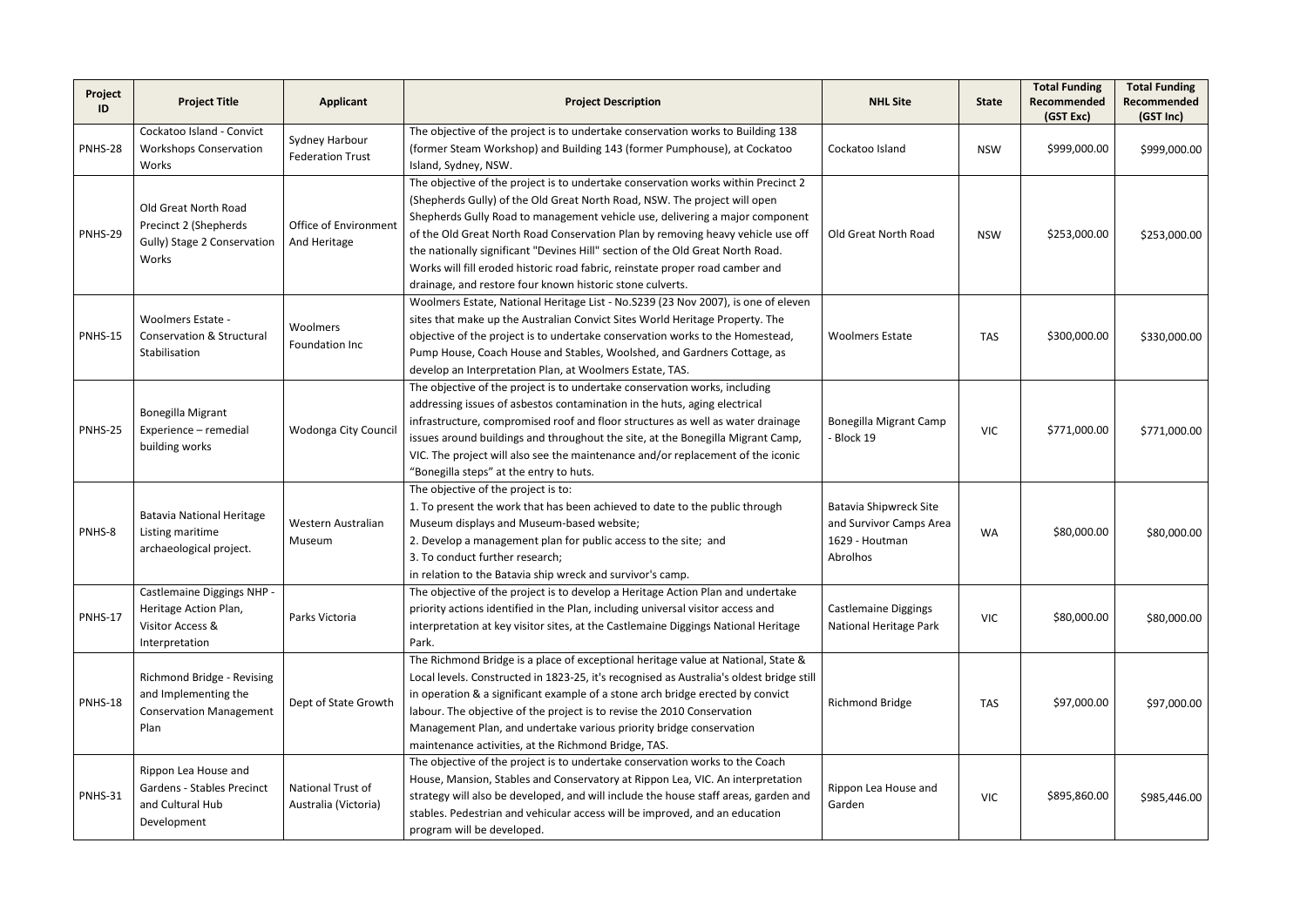| Project ID | Project Title | Applicant | Project Description | NHL Site | State | Total Funding Recommended (GST Exc) | Total Funding Recommended (GST Inc) |
|---|---|---|---|---|---|---|---|
| PNHS-28 | Cockatoo Island - Convict Workshops Conservation Works | Sydney Harbour Federation Trust | The objective of the project is to undertake conservation works to Building 138 (former Steam Workshop) and Building 143 (former Pumphouse), at Cockatoo Island, Sydney, NSW. | Cockatoo Island | NSW | $999,000.00 | $999,000.00 |
| PNHS-29 | Old Great North Road Precinct 2 (Shepherds Gully) Stage 2 Conservation Works | Office of Environment And Heritage | The objective of the project is to undertake conservation works within Precinct 2 (Shepherds Gully) of the Old Great North Road, NSW. The project will open Shepherds Gully Road to management vehicle use, delivering a major component of the Old Great North Road Conservation Plan by removing heavy vehicle use off the nationally significant "Devines Hill" section of the Old Great North Road. Works will fill eroded historic road fabric, reinstate proper road camber and drainage, and restore four known historic stone culverts. | Old Great North Road | NSW | $253,000.00 | $253,000.00 |
| PNHS-15 | Woolmers Estate - Conservation & Structural Stabilisation | Woolmers Foundation Inc | Woolmers Estate, National Heritage List - No.S239 (23 Nov 2007), is one of eleven sites that make up the Australian Convict Sites World Heritage Property. The objective of the project is to undertake conservation works to the Homestead, Pump House, Coach House and Stables, Woolshed, and Gardners Cottage, as develop an Interpretation Plan, at Woolmers Estate, TAS. | Woolmers Estate | TAS | $300,000.00 | $330,000.00 |
| PNHS-25 | Bonegilla Migrant Experience – remedial building works | Wodonga City Council | The objective of the project is to undertake conservation works, including addressing issues of asbestos contamination in the huts, aging electrical infrastructure, compromised roof and floor structures as well as water drainage issues around buildings and throughout the site, at the Bonegilla Migrant Camp, VIC. The project will also see the maintenance and/or replacement of the iconic "Bonegilla steps" at the entry to huts. | Bonegilla Migrant Camp - Block 19 | VIC | $771,000.00 | $771,000.00 |
| PNHS-8 | Batavia National Heritage Listing maritime archaeological project. | Western Australian Museum | The objective of the project is to:<br>1. To present the work that has been achieved to date to the public through Museum displays and Museum-based website;<br>2. Develop a management plan for public access to the site; and<br>3. To conduct further research;<br>in relation to the Batavia ship wreck and survivor's camp. | Batavia Shipwreck Site and Survivor Camps Area 1629 - Houtman Abrolhos | WA | $80,000.00 | $80,000.00 |
| PNHS-17 | Castlemaine Diggings NHP - Heritage Action Plan, Visitor Access & Interpretation | Parks Victoria | The objective of the project is to develop a Heritage Action Plan and undertake priority actions identified in the Plan, including universal visitor access and interpretation at key visitor sites, at the Castlemaine Diggings National Heritage Park. | Castlemaine Diggings National Heritage Park | VIC | $80,000.00 | $80,000.00 |
| PNHS-18 | Richmond Bridge - Revising and Implementing the Conservation Management Plan | Dept of State Growth | The Richmond Bridge is a place of exceptional heritage value at National, State & Local levels. Constructed in 1823-25, it's recognised as Australia's oldest bridge still in operation & a significant example of a stone arch bridge erected by convict labour. The objective of the project is to revise the 2010 Conservation Management Plan, and undertake various priority bridge conservation maintenance activities, at the Richmond Bridge, TAS. | Richmond Bridge | TAS | $97,000.00 | $97,000.00 |
| PNHS-31 | Rippon Lea House and Gardens - Stables Precinct and Cultural Hub Development | National Trust of Australia (Victoria) | The objective of the project is to undertake conservation works to the Coach House, Mansion, Stables and Conservatory at Rippon Lea, VIC. An interpretation strategy will also be developed, and will include the house staff areas, garden and stables. Pedestrian and vehicular access will be improved, and an education program will be developed. | Rippon Lea House and Garden | VIC | $895,860.00 | $985,446.00 |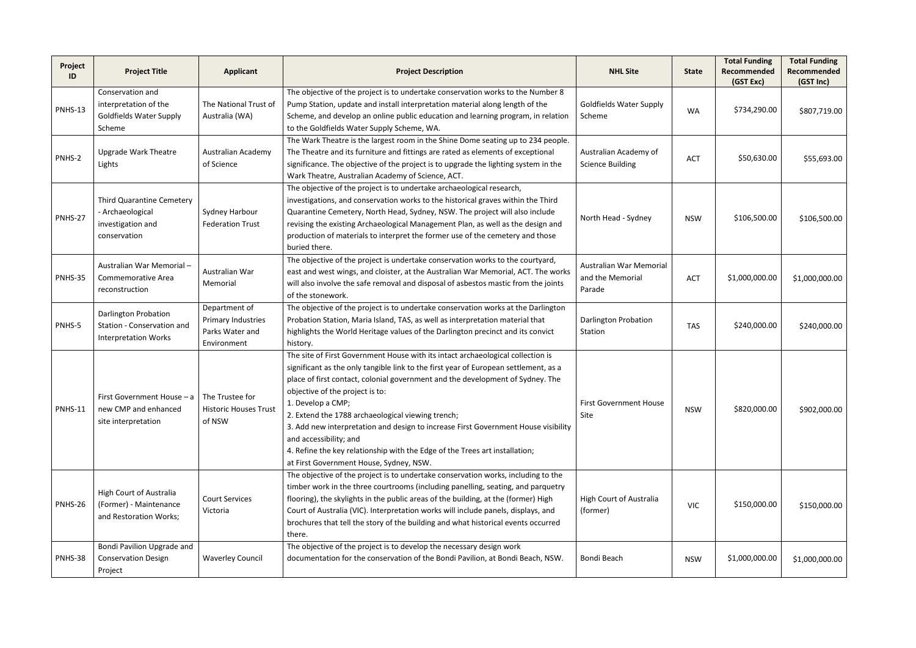| Project ID | Project Title | Applicant | Project Description | NHL Site | State | Total Funding Recommended (GST Exc) | Total Funding Recommended (GST Inc) |
|---|---|---|---|---|---|---|---|
| PNHS-13 | Conservation and interpretation of the Goldfields Water Supply Scheme | The National Trust of Australia (WA) | The objective of the project is to undertake conservation works to the Number 8 Pump Station, update and install interpretation material along length of the Scheme, and develop an online public education and learning program, in relation to the Goldfields Water Supply Scheme, WA. | Goldfields Water Supply Scheme | WA | $734,290.00 | $807,719.00 |
| PNHS-2 | Upgrade Wark Theatre Lights | Australian Academy of Science | The Wark Theatre is the largest room in the Shine Dome seating up to 234 people. The Theatre and its furniture and fittings are rated as elements of exceptional significance. The objective of the project is to upgrade the lighting system in the Wark Theatre, Australian Academy of Science, ACT. | Australian Academy of Science Building | ACT | $50,630.00 | $55,693.00 |
| PNHS-27 | Third Quarantine Cemetery - Archaeological investigation and conservation | Sydney Harbour Federation Trust | The objective of the project is to undertake archaeological research, investigations, and conservation works to the historical graves within the Third Quarantine Cemetery, North Head, Sydney, NSW. The project will also include revising the existing Archaeological Management Plan, as well as the design and production of materials to interpret the former use of the cemetery and those buried there. | North Head - Sydney | NSW | $106,500.00 | $106,500.00 |
| PNHS-35 | Australian War Memorial – Commemorative Area reconstruction | Australian War Memorial | The objective of the project is undertake conservation works to the courtyard, east and west wings, and cloister, at the Australian War Memorial, ACT. The works will also involve the safe removal and disposal of asbestos mastic from the joints of the stonework. | Australian War Memorial and the Memorial Parade | ACT | $1,000,000.00 | $1,000,000.00 |
| PNHS-5 | Darlington Probation Station - Conservation and Interpretation Works | Department of Primary Industries Parks Water and Environment | The objective of the project is to undertake conservation works at the Darlington Probation Station, Maria Island, TAS, as well as interpretation material that highlights the World Heritage values of the Darlington precinct and its convict history. | Darlington Probation Station | TAS | $240,000.00 | $240,000.00 |
| PNHS-11 | First Government House – a new CMP and enhanced site interpretation | The Trustee for Historic Houses Trust of NSW | The site of First Government House with its intact archaeological collection is significant as the only tangible link to the first year of European settlement, as a place of first contact, colonial government and the development of Sydney. The objective of the project is to:<br>1. Develop a CMP;<br>2. Extend the 1788 archaeological viewing trench;<br>3. Add new interpretation and design to increase First Government House visibility and accessibility; and<br>4. Refine the key relationship with the Edge of the Trees art installation;<br>at First Government House, Sydney, NSW. | First Government House Site | NSW | $820,000.00 | $902,000.00 |
| PNHS-26 | High Court of Australia (Former) - Maintenance and Restoration Works; | Court Services Victoria | The objective of the project is to undertake conservation works, including to the timber work in the three courtrooms (including panelling, seating, and parquetry flooring), the skylights in the public areas of the building, at the (former) High Court of Australia (VIC). Interpretation works will include panels, displays, and brochures that tell the story of the building and what historical events occurred there. | High Court of Australia (former) | VIC | $150,000.00 | $150,000.00 |
| PNHS-38 | Bondi Pavilion Upgrade and Conservation Design Project | Waverley Council | The objective of the project is to develop the necessary design work documentation for the conservation of the Bondi Pavilion, at Bondi Beach, NSW. | Bondi Beach | NSW | $1,000,000.00 | $1,000,000.00 |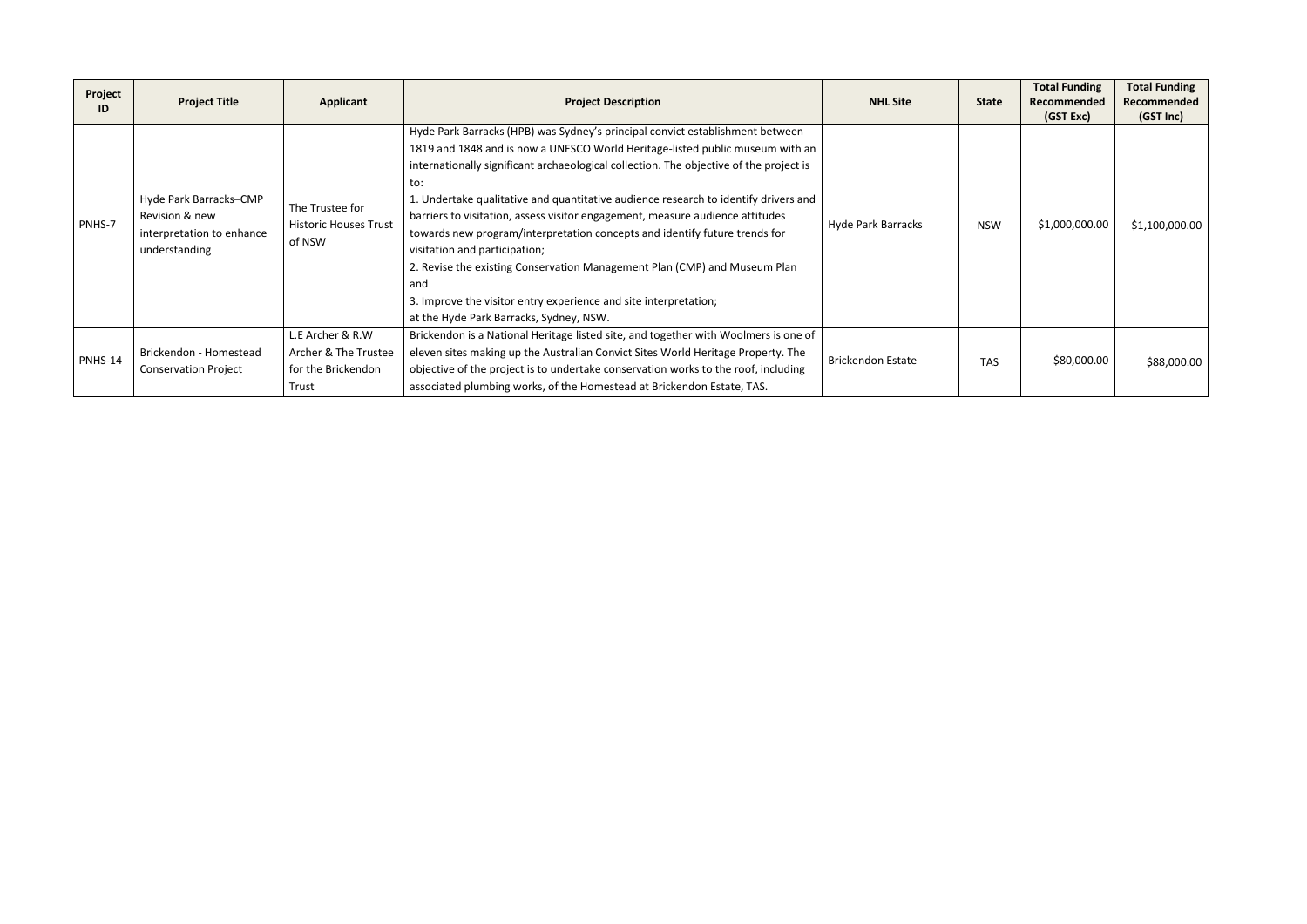| Project ID | Project Title | Applicant | Project Description | NHL Site | State | Total Funding Recommended (GST Exc) | Total Funding Recommended (GST Inc) |
|---|---|---|---|---|---|---|---|
| PNHS-7 | Hyde Park Barracks–CMP Revision & new interpretation to enhance understanding | The Trustee for Historic Houses Trust of NSW | Hyde Park Barracks (HPB) was Sydney's principal convict establishment between 1819 and 1848 and is now a UNESCO World Heritage-listed public museum with an internationally significant archaeological collection. The objective of the project is to:<br>1. Undertake qualitative and quantitative audience research to identify drivers and barriers to visitation, assess visitor engagement, measure audience attitudes towards new program/interpretation concepts and identify future trends for visitation and participation;<br>2. Revise the existing Conservation Management Plan (CMP) and Museum Plan and<br>3. Improve the visitor entry experience and site interpretation;<br>at the Hyde Park Barracks, Sydney, NSW. | Hyde Park Barracks | NSW | $1,000,000.00 | $1,100,000.00 |
| PNHS-14 | Brickendon - Homestead Conservation Project | L.E Archer & R.W Archer & The Trustee for the Brickendon Trust | Brickendon is a National Heritage listed site, and together with Woolmers is one of eleven sites making up the Australian Convict Sites World Heritage Property. The objective of the project is to undertake conservation works to the roof, including associated plumbing works, of the Homestead at Brickendon Estate, TAS. | Brickendon Estate | TAS | $80,000.00 | $88,000.00 |